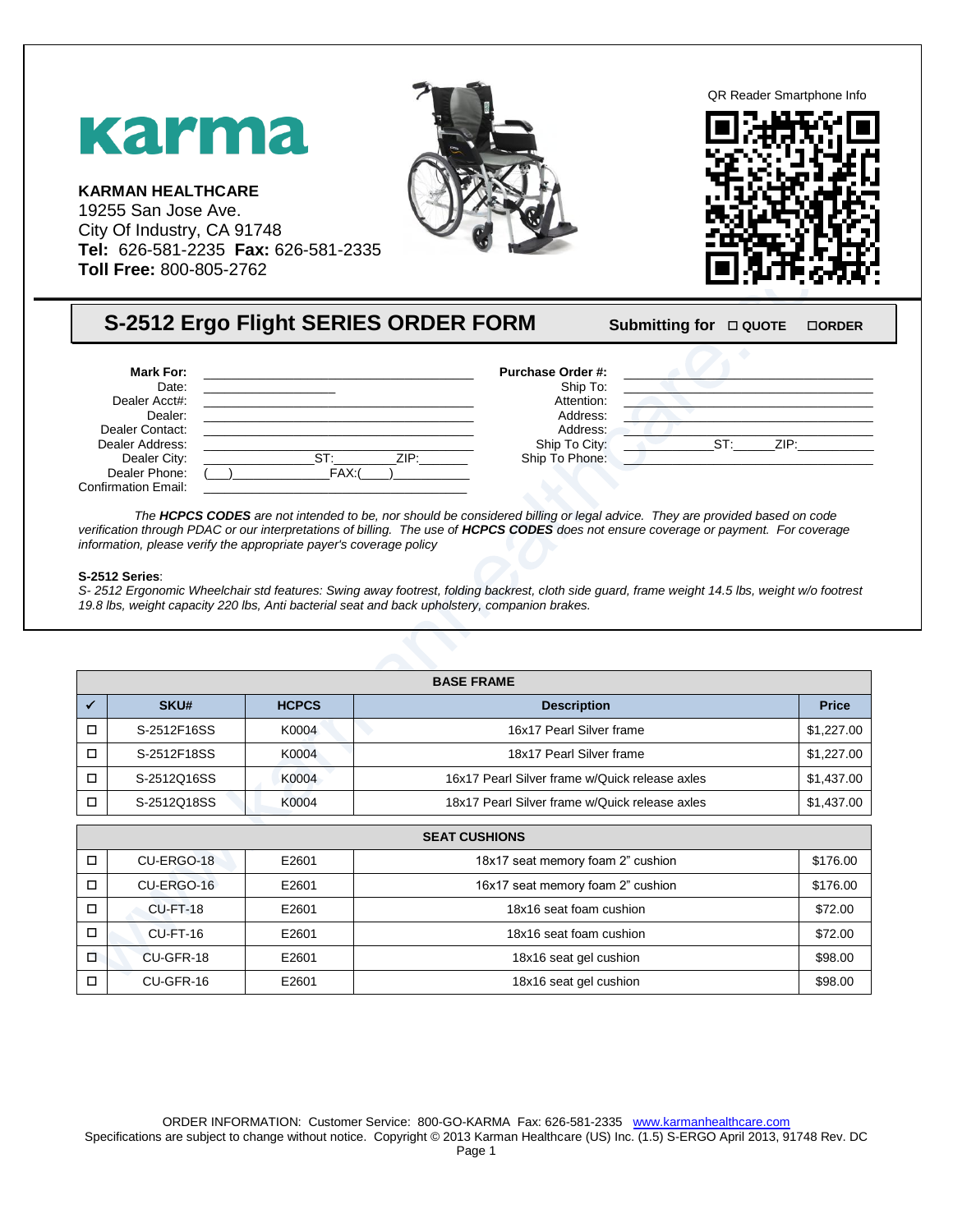**karma**

**KARMAN HEALTHCARE**
19255 San Jose Ave.
City Of Industry, CA 91748
**Tel:** 626-581-2235 **Fax:** 626-581-2335
**Toll Free:** 800-805-2762

QR Reader Smartphone Info

## S-2512 Ergo Flight SERIES ORDER FORM

**Submitting for** ☐ **QUOTE** ☐**ORDER**

**Mark For:** ______________________
Date: ______________
Dealer Acct#: ______________________
Dealer: ______________________
Dealer Contact: ______________________
Dealer Address: ______________________
Dealer City: ____________ ST: ________ ZIP: ______
Dealer Phone: (___) ____________ FAX:(____) __________
Confirmation Email: ______________________

**Purchase Order #:** ______________________
Ship To: ______________________
Attention: ______________________
Address: ______________________
Address: ______________________
Ship To City: ____________ ST: ______ ZIP: __________
Ship To Phone: ______________________

*The **HCPCS CODES** are not intended to be, nor should be considered billing or legal advice. They are provided based on code verification through PDAC or our interpretations of billing. The use of **HCPCS CODES** does not ensure coverage or payment. For coverage information, please verify the appropriate payer's coverage policy*

**S-2512 Series**:
*S- 2512 Ergonomic Wheelchair std features: Swing away footrest, folding backrest, cloth side guard, frame weight 14.5 lbs, weight w/o footrest 19.8 lbs, weight capacity 220 lbs, Anti bacterial seat and back upholstery, companion brakes.*

| BASE FRAME | | | | |
|---|---|---|---|---|
| ✓ | SKU# | HCPCS | Description | Price |
| ☐ | S-2512F16SS | K0004 | 16x17 Pearl Silver frame | $1,227.00 |
| ☐ | S-2512F18SS | K0004 | 18x17 Pearl Silver frame | $1,227.00 |
| ☐ | S-2512Q16SS | K0004 | 16x17 Pearl Silver frame w/Quick release axles | $1,437.00 |
| ☐ | S-2512Q18SS | K0004 | 18x17 Pearl Silver frame w/Quick release axles | $1,437.00 |

| SEAT CUSHIONS | | | | |
|---|---|---|---|---|
| ☐ | CU-ERGO-18 | E2601 | 18x17 seat memory foam 2" cushion | $176.00 |
| ☐ | CU-ERGO-16 | E2601 | 16x17 seat memory foam 2" cushion | $176.00 |
| ☐ | CU-FT-18 | E2601 | 18x16 seat foam cushion | $72.00 |
| ☐ | CU-FT-16 | E2601 | 18x16 seat foam cushion | $72.00 |
| ☐ | CU-GFR-18 | E2601 | 18x16 seat gel cushion | $98.00 |
| ☐ | CU-GFR-16 | E2601 | 18x16 seat gel cushion | $98.00 |

ORDER INFORMATION: Customer Service: 800-GO-KARMA Fax: 626-581-2335 www.karmanhealthcare.com
Specifications are subject to change without notice. Copyright © 2013 Karman Healthcare (US) Inc. (1.5) S-ERGO April 2013, 91748 Rev. DC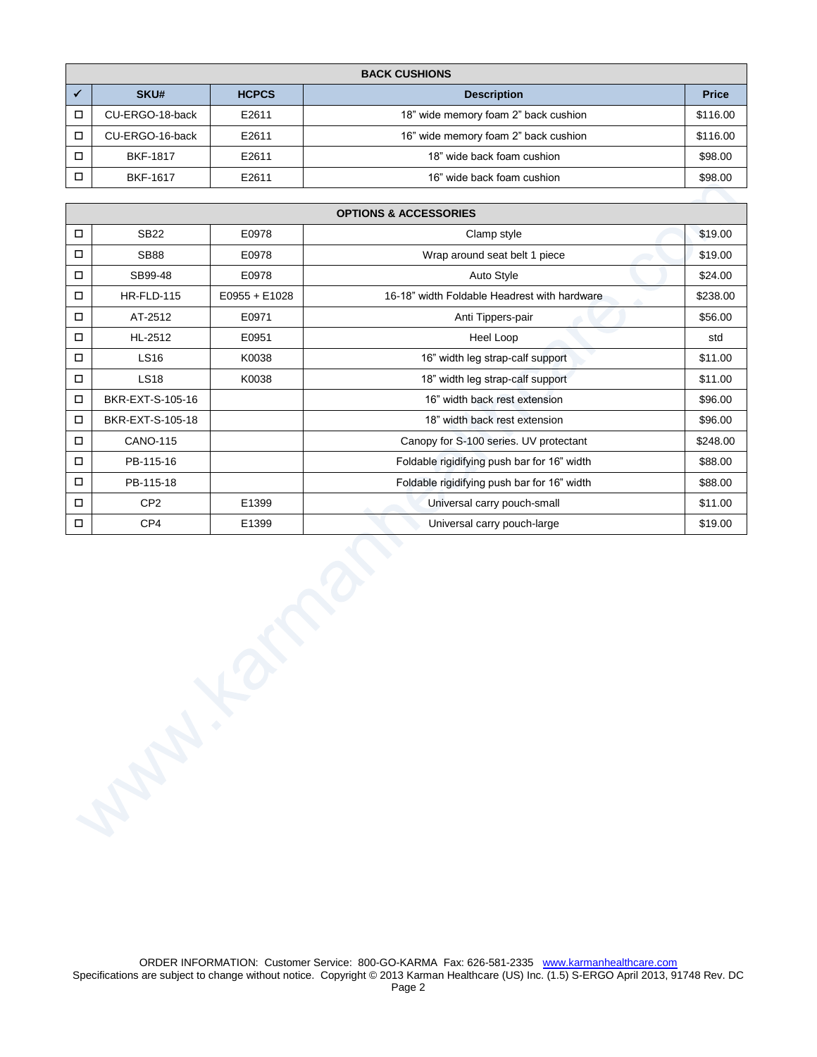| BACK CUSHIONS | | | | |
|---|---|---|---|---|
| ✓ | SKU# | HCPCS | Description | Price |
| ☐ | CU-ERGO-18-back | E2611 | 18" wide memory foam 2" back cushion | $116.00 |
| ☐ | CU-ERGO-16-back | E2611 | 16" wide memory foam 2" back cushion | $116.00 |
| ☐ | BKF-1817 | E2611 | 18" wide back foam cushion | $98.00 |
| ☐ | BKF-1617 | E2611 | 16" wide back foam cushion | $98.00 |

| OPTIONS & ACCESSORIES | | | | |
|---|---|---|---|---|
| ☐ | SB22 | E0978 | Clamp style | $19.00 |
| ☐ | SB88 | E0978 | Wrap around seat belt 1 piece | $19.00 |
| ☐ | SB99-48 | E0978 | Auto Style | $24.00 |
| ☐ | HR-FLD-115 | E0955 + E1028 | 16-18" width Foldable Headrest with hardware | $238.00 |
| ☐ | AT-2512 | E0971 | Anti Tippers-pair | $56.00 |
| ☐ | HL-2512 | E0951 | Heel Loop | std |
| ☐ | LS16 | K0038 | 16" width leg strap-calf support | $11.00 |
| ☐ | LS18 | K0038 | 18" width leg strap-calf support | $11.00 |
| ☐ | BKR-EXT-S-105-16 | | 16" width back rest extension | $96.00 |
| ☐ | BKR-EXT-S-105-18 | | 18" width back rest extension | $96.00 |
| ☐ | CANO-115 | | Canopy for S-100 series. UV protectant | $248.00 |
| ☐ | PB-115-16 | | Foldable rigidifying push bar for 16" width | $88.00 |
| ☐ | PB-115-18 | | Foldable rigidifying push bar for 16" width | $88.00 |
| ☐ | CP2 | E1399 | Universal carry pouch-small | $11.00 |
| ☐ | CP4 | E1399 | Universal carry pouch-large | $19.00 |

ORDER INFORMATION: Customer Service: 800-GO-KARMA Fax: 626-581-2335 www.karmanhealthcare.com
Specifications are subject to change without notice. Copyright © 2013 Karman Healthcare (US) Inc. (1.5) S-ERGO April 2013, 91748 Rev. DC